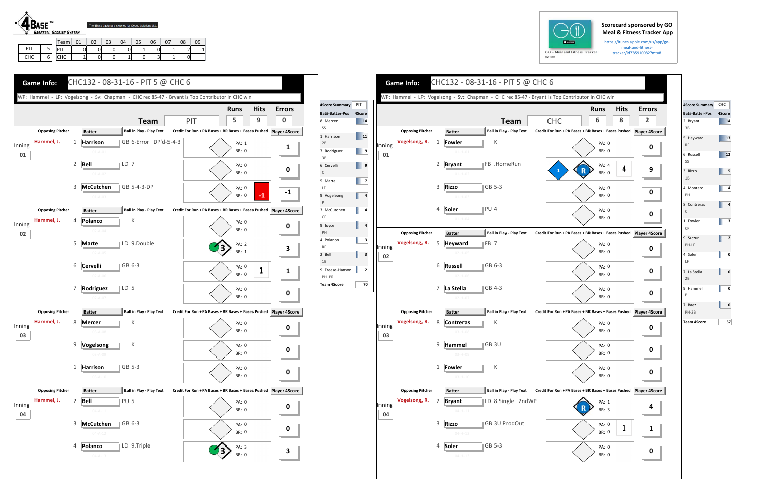4BASE™ BASEBALL SCORING SYSTEM

The 4Base trademark is owned by Cycled Solutions LLC

| | | Team | 01 | 02 | 03 | 04 | 05 | 06 | 07 | 08 | 09 |
|---|---|---|---|---|---|---|---|---|---|---|---|
| PIT | 5 | PIT | 0 | 0 | 0 | 0 | 1 | 0 | 1 | 2 | 1 |
| CHC | 6 | CHC | 1 | 0 | 0 | 1 | 0 | 3 | 1 | 0 | |

Scorecard sponsored by GO Meal & Fitness Tracker App

https://itunes.apple.com/us/app/go-meal-and-fitness-tracker/id785910082?mt=8

GO - Meal and Fitness Tracker By Iolo

## Game Info: CHC132 - 08-31-16 - PIT 5 @ CHC 6

WP: Hammel - LP: Vogelsong - Sv: Chapman - CHC rec 85-47 - Bryant is Top Contributor in CHC win

| Team | Runs | Hits | Errors |
|---|---|---|---|
| PIT | 5 | 9 | 0 |

| Inning | Opposing Pitcher | # | Batter | Ball in Play - Play Text | Credit For Run + PA Bases + BR Bases + Bases Pushed | Player 4Score |
|---|---|---|---|---|---|---|
| 01 | Hammel, J. | 1 | Harrison | GB 6-Error +DP'd-5-4-3 | PA: 1, BR: 0 | 1 |
| | | 2 | Bell | LD 7 | PA: 0, BR: 0 | 0 |
| | | 3 | McCutchen | GB 5-4-3-DP | PA: 0, BR: 0, -1 | -1 |
| 02 | Hammel, J. | 4 | Polanco | K | PA: 0, BR: 0 | 0 |
| | | 5 | Marte | LD 9.Double | 3, PA: 2, BR: 1 | 3 |
| | | 6 | Cervelli | GB 6-3 | PA: 0, BR: 0, 1 | 1 |
| | | 7 | Rodriguez | LD 5 | PA: 0, BR: 0 | 0 |
| 03 | Hammel, J. | 8 | Mercer | K | PA: 0, BR: 0 | 0 |
| | | 9 | Vogelsong | K | PA: 0, BR: 0 | 0 |
| | | 1 | Harrison | GB 5-3 | PA: 0, BR: 0 | 0 |
| 04 | Hammel, J. | 2 | Bell | PU 5 | PA: 0, BR: 0 | 0 |
| | | 3 | McCutchen | GB 6-3 | PA: 0, BR: 0 | 0 |
| | | 4 | Polanco | LD 9.Triple | 3, PA: 3, BR: 0 | 3 |

| 4Score Summary PIT Bat#-Batter-Pos | 4Score |
|---|---|
| 8 Mercer SS | 14 |
| 1 Harrison 2B | 11 |
| 7 Rodriguez 3B | 9 |
| 6 Cervelli C | 9 |
| 5 Marte LF | 7 |
| 9 Vogelsong P | 4 |
| 3 McCutchen CF | 4 |
| 9 Joyce PH | 4 |
| 4 Polanco RF | 3 |
| 2 Bell 1B | 3 |
| 9 Freese-Hanson PH+PR | 2 |
| Team 4Score | 70 |

## Game Info: CHC132 - 08-31-16 - PIT 5 @ CHC 6

WP: Hammel - LP: Vogelsong - Sv: Chapman - CHC rec 85-47 - Bryant is Top Contributor in CHC win

| Team | Runs | Hits | Errors |
|---|---|---|---|
| CHC | 6 | 8 | 2 |

| Inning | Opposing Pitcher | # | Batter | Ball in Play - Play Text | Credit For Run + PA Bases + BR Bases + Bases Pushed | Player 4Score |
|---|---|---|---|---|---|---|
| 01 | Vogelsong, R. | 1 | Fowler | K | PA: 0, BR: 0 | 0 |
| | | 2 | Bryant | FB .HomeRun | 1, R, PA: 4, BR: 0, 4 | 9 |
| | | 3 | Rizzo | GB 5-3 | PA: 0, BR: 0 | 0 |
| | | 4 | Soler | PU 4 | PA: 0, BR: 0 | 0 |
| 02 | Vogelsong, R. | 5 | Heyward | FB 7 | PA: 0, BR: 0 | 0 |
| | | 6 | Russell | GB 6-3 | PA: 0, BR: 0 | 0 |
| | | 7 | La Stella | GB 4-3 | PA: 0, BR: 0 | 0 |
| 03 | Vogelsong, R. | 8 | Contreras | K | PA: 0, BR: 0 | 0 |
| | | 9 | Hammel | GB 3U | PA: 0, BR: 0 | 0 |
| | | 1 | Fowler | K | PA: 0, BR: 0 | 0 |
| 04 | Vogelsong, R. | 2 | Bryant | LD 8.Single +2ndWP | R, PA: 1, BR: 3 | 4 |
| | | 3 | Rizzo | GB 3U ProdOut | PA: 0, BR: 0, 1 | 1 |
| | | 4 | Soler | GB 5-3 | PA: 0, BR: 0 | 0 |

| 4Score Summary CHC Bat#-Batter-Pos | 4Score |
|---|---|
| 2 Bryant 3B | 14 |
| 5 Heyward RF | 13 |
| 6 Russell SS | 12 |
| 3 Rizzo 1B | 5 |
| 4 Montero PH | 4 |
| 8 Contreras C | 4 |
| 1 Fowler CF | 3 |
| 9 Szczur PH-LF | 2 |
| 4 Soler LF | 0 |
| 7 La Stella 2B | 0 |
| 9 Hammel P | 0 |
| 7 Baez PH-2B | 0 |
| Team 4Score | 57 |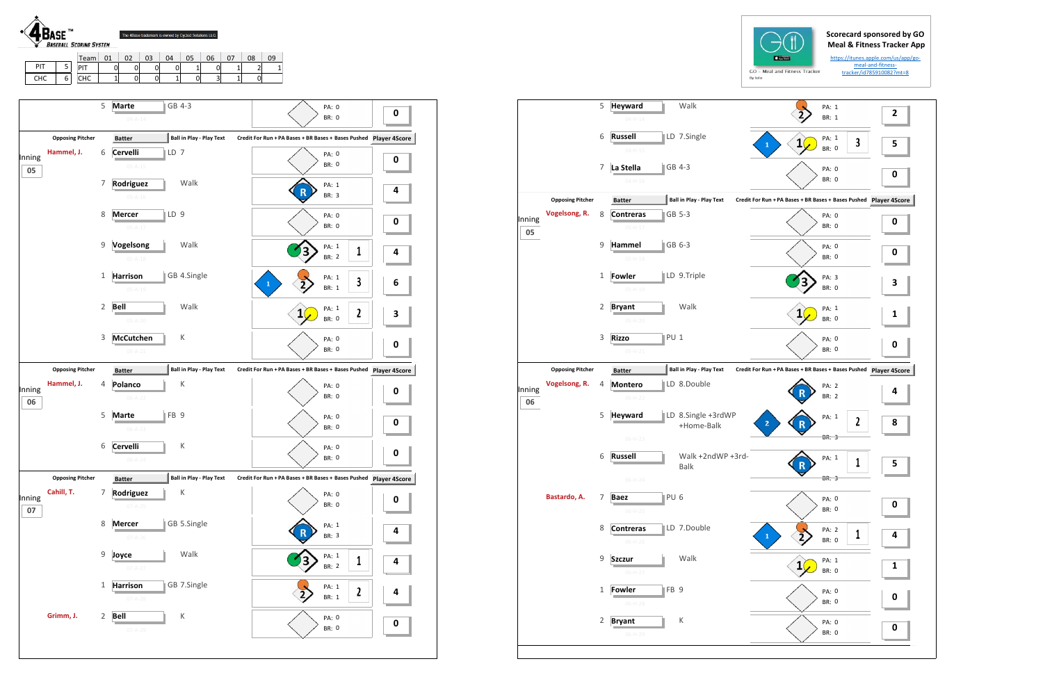4BASE™ Baseball Scoring System

The 4Base trademark is owned by Cycled Solutions LLC

| Team | | Team | 01 | 02 | 03 | 04 | 05 | 06 | 07 | 08 | 09 |
|---|---|---|---|---|---|---|---|---|---|---|---|
| PIT | 5 | PIT | 0 | 0 | 0 | 0 | 1 | 0 | 1 | 2 | 1 |
| CHC | 6 | CHC | 1 | 0 | 0 | 1 | 0 | 3 | 1 | 0 | |

Scorecard sponsored by GO Meal & Fitness Tracker App

https://itunes.apple.com/us/app/go-meal-and-fitness-tracker/id785910082?mt=8

GO - Meal and Fitness Tracker

## Pittsburgh batting

| Inning | Opposing Pitcher | # | Batter | Ball in Play - Play Text | Credit For Run + PA Bases + BR Bases + Bases Pushed | PA | BR | Player 4Score |
|---|---|---|---|---|---|---|---|---|
| | | 5 | Marte | GB 4-3 | | 0 | 0 | 0 |
| 05 | Hammel, J. | 6 | Cerverlli | LD 7 | | 0 | 0 | 0 |
| | | 7 | Rodriguez | Walk | R | 1 | 3 | 4 |
| | | 8 | Mercer | LD 9 | | 0 | 0 | 0 |
| | | 9 | Vogelsong | Walk | 3 / 1 | 1 | 2 | 4 |
| | | 1 | Harrison | GB 4.Single | 1 / 2 / 3 | 1 | 1 | 6 |
| | | 2 | Bell | Walk | 1 / 2 | 1 | 0 | 3 |
| | | 3 | McCutchen | K | | 0 | 0 | 0 |
| 06 | Hammel, J. | 4 | Polanco | K | | 0 | 0 | 0 |
| | | 5 | Marte | FB 9 | | 0 | 0 | 0 |
| | | 6 | Cervelli | K | | 0 | 0 | 0 |
| 07 | Cahill, T. | 7 | Rodriguez | K | | 0 | 0 | 0 |
| | | 8 | Mercer | GB 5.Single | R | 1 | 3 | 4 |
| | | 9 | Joyce | Walk | 3 / 1 | 1 | 2 | 4 |
| | | 1 | Harrison | GB 7.Single | 2 / 2 | 1 | 1 | 4 |
| | Grimm, J. | 2 | Bell | K | | 0 | 0 | 0 |

## Chicago batting

| Inning | Opposing Pitcher | # | Batter | Ball in Play - Play Text | Credit For Run + PA Bases + BR Bases + Bases Pushed | PA | BR | Player 4Score |
|---|---|---|---|---|---|---|---|---|
| | | 5 | Heyward | Walk | 2 | 1 | 1 | 2 |
| | | 6 | Russell | LD 7.Single | 1 / 1 / 3 | 1 | 0 | 5 |
| | | 7 | La Stella | GB 4-3 | | 0 | 0 | 0 |
| 05 | Vogelsong, R. | 8 | Contreras | GB 5-3 | | 0 | 0 | 0 |
| | | 9 | Hammel | GB 6-3 | | 0 | 0 | 0 |
| | | 1 | Fowler | LD 9.Triple | 3 | 3 | 0 | 3 |
| | | 2 | Bryant | Walk | 1 | 1 | 0 | 1 |
| | | 3 | Rizzo | PU 1 | | 0 | 0 | 0 |
| 06 | Vogelsong, R. | 4 | Montero | LD 8.Double | R | 2 | 2 | 4 |
| | | 5 | Heyward | LD 8.Single +3rdWP +Home-Balk | 2 / R / 2 | 1 | 3 | 8 |
| | | 6 | Russell | Walk +2ndWP +3rd-Balk | R / 1 | 1 | 3 | 5 |
| | Bastardo, A. | 7 | Baez | PU 6 | | 0 | 0 | 0 |
| | | 8 | Contreras | LD 7.Double | 1 / 2 / 1 | 2 | 0 | 4 |
| | | 9 | Szczur | Walk | 1 | 1 | 0 | 1 |
| | | 1 | Fowler | FB 9 | | 0 | 0 | 0 |
| | | 2 | Bryant | K | | 0 | 0 | 0 |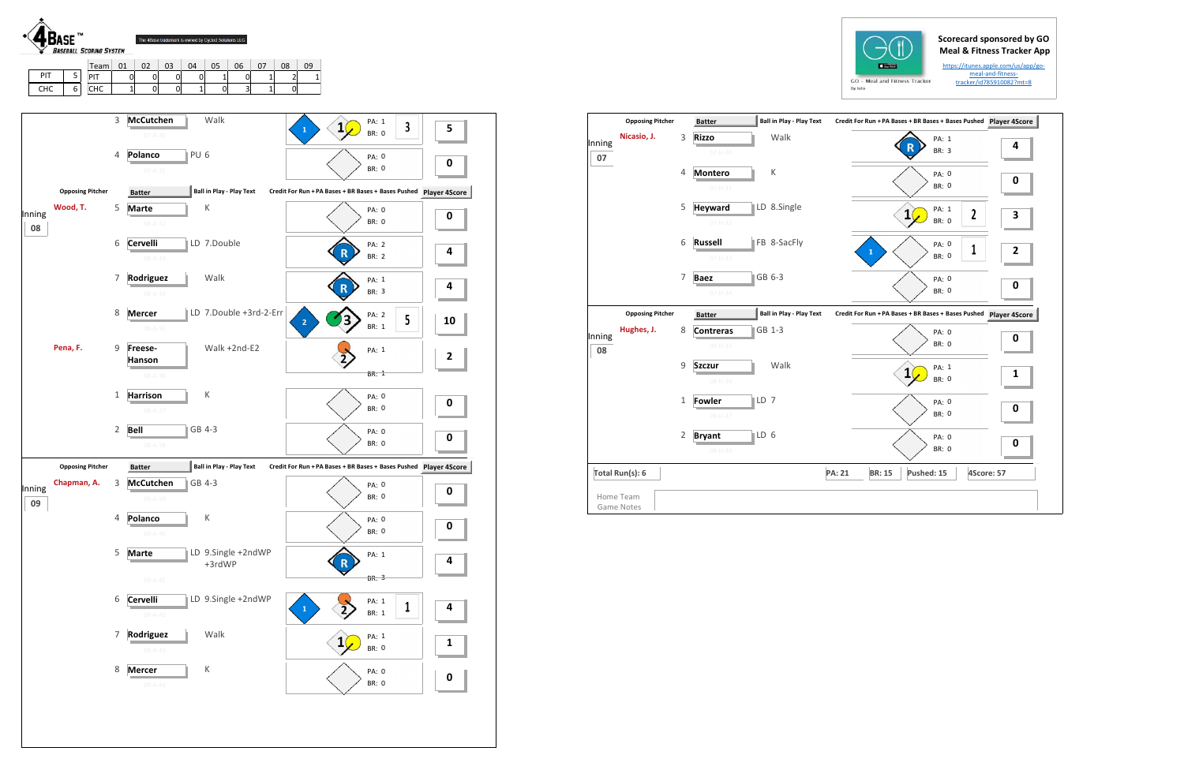4BASE™ BASEBALL SCORING SYSTEM

The 4Base trademark is owned by Cycled Solutions LLC

| | | Team | 01 | 02 | 03 | 04 | 05 | 06 | 07 | 08 | 09 |
|---|---|---|---|---|---|---|---|---|---|---|---|
| PIT | 5 | PIT | 0 | 0 | 0 | 0 | 1 | 0 | 1 | 2 | 1 |
| CHC | 6 | CHC | 1 | 0 | 0 | 1 | 0 | 3 | 1 | 0 | |

Scorecard sponsored by GO Meal & Fitness Tracker App

https://itunes.apple.com/us/app/go-meal-and-fitness-tracker/id785910082?mt=8

GO - Meal and Fitness Tracker

## Inning 07 (continued)

| Opposing Pitcher | # | Batter | Ball in Play - Play Text | Credit For Run + PA Bases + BR Bases + Bases Pushed | Player 4Score |
|---|---|---|---|---|---|
| | 3 | McCutchen | Walk | PA: 1 BR: 0 (3) | 5 |
| | 4 | Polanco | PU 6 | PA: 0 BR: 0 | 0 |

## Inning 08

| Opposing Pitcher | # | Batter | Ball in Play - Play Text | Credit For Run + PA Bases + BR Bases + Bases Pushed | Player 4Score |
|---|---|---|---|---|---|
| Wood, T. | 5 | Marte | K | PA: 0 BR: 0 | 0 |
| | 6 | Cervelli | LD 7.Double | R PA: 2 BR: 2 | 4 |
| | 7 | Rodriguez | Walk | R PA: 1 BR: 3 | 4 |
| | 8 | Mercer | LD 7.Double +3rd-2-Err | PA: 2 BR: 1 (5) | 10 |
| Pena, F. | 9 | Freese-Hanson | Walk +2nd-E2 | PA: 1 BR: 1 | 2 |
| | 1 | Harrison | K | PA: 0 BR: 0 | 0 |
| | 2 | Bell | GB 4-3 | PA: 0 BR: 0 | 0 |

## Inning 09

| Opposing Pitcher | # | Batter | Ball in Play - Play Text | Credit For Run + PA Bases + BR Bases + Bases Pushed | Player 4Score |
|---|---|---|---|---|---|
| Chapman, A. | 3 | McCutchen | GB 4-3 | PA: 0 BR: 0 | 0 |
| | 4 | Polanco | K | PA: 0 BR: 0 | 0 |
| | 5 | Marte | LD 9.Single +2ndWP +3rdWP | R PA: 1 BR: 3 | 4 |
| | 6 | Cervelli | LD 9.Single +2ndWP | PA: 1 BR: 1 (1) | 4 |
| | 7 | Rodriguez | Walk | PA: 1 BR: 0 | 1 |
| | 8 | Mercer | K | PA: 0 BR: 0 | 0 |

## Inning 07

| Opposing Pitcher | # | Batter | Ball in Play - Play Text | Credit For Run + PA Bases + BR Bases + Bases Pushed | Player 4Score |
|---|---|---|---|---|---|
| Nicasio, J. | 3 | Rizzo | Walk | R PA: 1 BR: 3 | 4 |
| | 4 | Montero | K | PA: 0 BR: 0 | 0 |
| | 5 | Heyward | LD 8.Single | PA: 1 BR: 0 (2) | 3 |
| | 6 | Russell | FB 8-SacFly | PA: 0 BR: 0 (1) | 2 |
| | 7 | Baez | GB 6-3 | PA: 0 BR: 0 | 0 |

## Inning 08

| Opposing Pitcher | # | Batter | Ball in Play - Play Text | Credit For Run + PA Bases + BR Bases + Bases Pushed | Player 4Score |
|---|---|---|---|---|---|
| Hughes, J. | 8 | Contreras | GB 1-3 | PA: 0 BR: 0 | 0 |
| | 9 | Szczur | Walk | PA: 1 BR: 0 | 1 |
| | 1 | Fowler | LD 7 | PA: 0 BR: 0 | 0 |
| | 2 | Bryant | LD 6 | PA: 0 BR: 0 | 0 |

Total Run(s): 6 | PA: 21 | BR: 15 | Pushed: 15 | 4Score: 57

Home Team Game Notes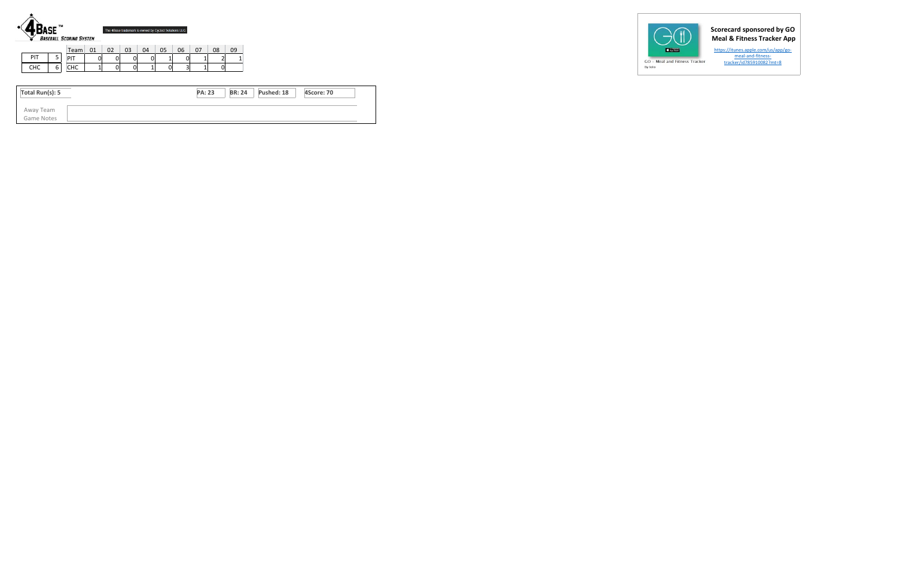4BASE™ BASEBALL SCORING SYSTEM

The 4Base trademark is owned by Cycled Solutions LLC

| | | Team | 01 | 02 | 03 | 04 | 05 | 06 | 07 | 08 | 09 |
|---|---|---|---|---|---|---|---|---|---|---|---|
| PIT | 5 | PIT | 0 | 0 | 0 | 0 | 1 | 0 | 1 | 2 | 1 |
| CHC | 6 | CHC | 1 | 0 | 0 | 1 | 0 | 3 | 1 | 0 | |

**Scorecard sponsored by GO Meal & Fitness Tracker App**

GO – Meal and Fitness Tracker
By Iolo

https://itunes.apple.com/us/app/go-meal-and-fitness-tracker/id785910082?mt=8

**Total Run(s): 5** **PA: 23** **BR: 24** **Pushed: 18** **4Score: 70**

Away Team Game Notes